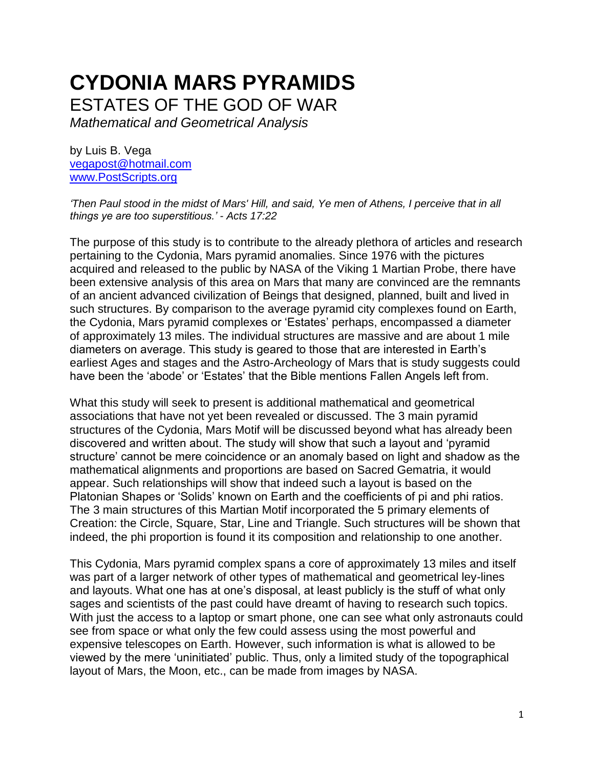# CYDONIA MARS PYRAMIDS

## ESTATES OF THE GOD OF WAR

*Mathematical and Geometrical Analysis*

by Luis B. Vega
vegapost@hotmail.com
www.PostScripts.org

*'Then Paul stood in the midst of Mars' Hill, and said, Ye men of Athens, I perceive that in all things ye are too superstitious.' - Acts 17:22*

The purpose of this study is to contribute to the already plethora of articles and research pertaining to the Cydonia, Mars pyramid anomalies. Since 1976 with the pictures acquired and released to the public by NASA of the Viking 1 Martian Probe, there have been extensive analysis of this area on Mars that many are convinced are the remnants of an ancient advanced civilization of Beings that designed, planned, built and lived in such structures. By comparison to the average pyramid city complexes found on Earth, the Cydonia, Mars pyramid complexes or 'Estates' perhaps, encompassed a diameter of approximately 13 miles. The individual structures are massive and are about 1 mile diameters on average. This study is geared to those that are interested in Earth's earliest Ages and stages and the Astro-Archeology of Mars that is study suggests could have been the 'abode' or 'Estates' that the Bible mentions Fallen Angels left from.

What this study will seek to present is additional mathematical and geometrical associations that have not yet been revealed or discussed. The 3 main pyramid structures of the Cydonia, Mars Motif will be discussed beyond what has already been discovered and written about. The study will show that such a layout and 'pyramid structure' cannot be mere coincidence or an anomaly based on light and shadow as the mathematical alignments and proportions are based on Sacred Gematria, it would appear. Such relationships will show that indeed such a layout is based on the Platonian Shapes or 'Solids' known on Earth and the coefficients of pi and phi ratios. The 3 main structures of this Martian Motif incorporated the 5 primary elements of Creation: the Circle, Square, Star, Line and Triangle. Such structures will be shown that indeed, the phi proportion is found it its composition and relationship to one another.

This Cydonia, Mars pyramid complex spans a core of approximately 13 miles and itself was part of a larger network of other types of mathematical and geometrical ley-lines and layouts. What one has at one's disposal, at least publicly is the stuff of what only sages and scientists of the past could have dreamt of having to research such topics. With just the access to a laptop or smart phone, one can see what only astronauts could see from space or what only the few could assess using the most powerful and expensive telescopes on Earth. However, such information is what is allowed to be viewed by the mere 'uninitiated' public. Thus, only a limited study of the topographical layout of Mars, the Moon, etc., can be made from images by NASA.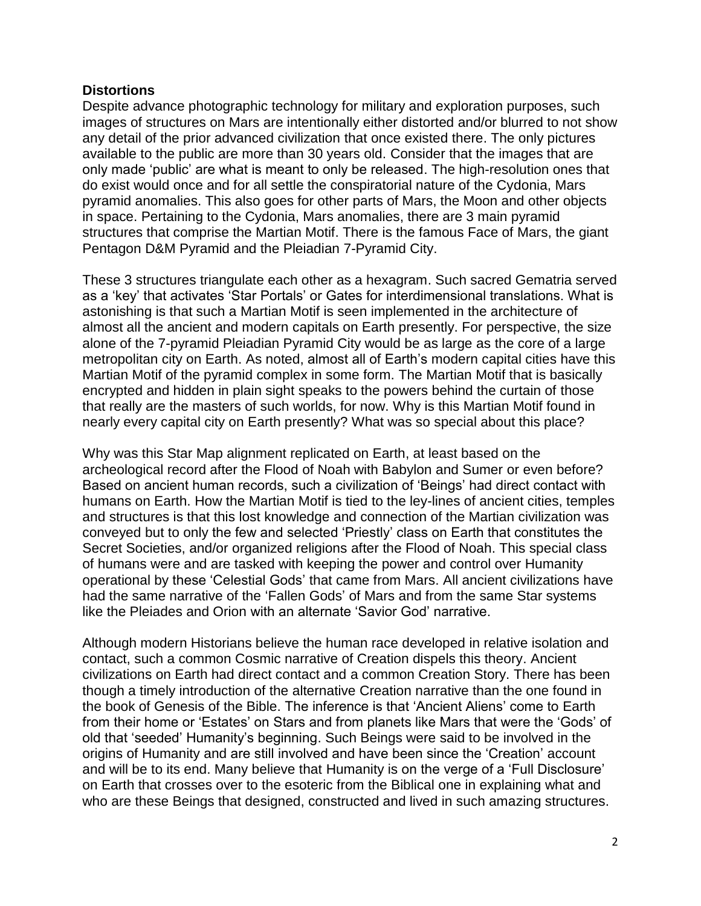**Distortions**

Despite advance photographic technology for military and exploration purposes, such images of structures on Mars are intentionally either distorted and/or blurred to not show any detail of the prior advanced civilization that once existed there. The only pictures available to the public are more than 30 years old. Consider that the images that are only made 'public' are what is meant to only be released. The high-resolution ones that do exist would once and for all settle the conspiratorial nature of the Cydonia, Mars pyramid anomalies. This also goes for other parts of Mars, the Moon and other objects in space. Pertaining to the Cydonia, Mars anomalies, there are 3 main pyramid structures that comprise the Martian Motif. There is the famous Face of Mars, the giant Pentagon D&M Pyramid and the Pleiadian 7-Pyramid City.

These 3 structures triangulate each other as a hexagram. Such sacred Gematria served as a 'key' that activates 'Star Portals' or Gates for interdimensional translations. What is astonishing is that such a Martian Motif is seen implemented in the architecture of almost all the ancient and modern capitals on Earth presently. For perspective, the size alone of the 7-pyramid Pleiadian Pyramid City would be as large as the core of a large metropolitan city on Earth. As noted, almost all of Earth's modern capital cities have this Martian Motif of the pyramid complex in some form. The Martian Motif that is basically encrypted and hidden in plain sight speaks to the powers behind the curtain of those that really are the masters of such worlds, for now. Why is this Martian Motif found in nearly every capital city on Earth presently? What was so special about this place?

Why was this Star Map alignment replicated on Earth, at least based on the archeological record after the Flood of Noah with Babylon and Sumer or even before? Based on ancient human records, such a civilization of 'Beings' had direct contact with humans on Earth. How the Martian Motif is tied to the ley-lines of ancient cities, temples and structures is that this lost knowledge and connection of the Martian civilization was conveyed but to only the few and selected 'Priestly' class on Earth that constitutes the Secret Societies, and/or organized religions after the Flood of Noah. This special class of humans were and are tasked with keeping the power and control over Humanity operational by these 'Celestial Gods' that came from Mars. All ancient civilizations have had the same narrative of the 'Fallen Gods' of Mars and from the same Star systems like the Pleiades and Orion with an alternate 'Savior God' narrative.

Although modern Historians believe the human race developed in relative isolation and contact, such a common Cosmic narrative of Creation dispels this theory. Ancient civilizations on Earth had direct contact and a common Creation Story. There has been though a timely introduction of the alternative Creation narrative than the one found in the book of Genesis of the Bible. The inference is that 'Ancient Aliens' come to Earth from their home or 'Estates' on Stars and from planets like Mars that were the 'Gods' of old that 'seeded' Humanity's beginning. Such Beings were said to be involved in the origins of Humanity and are still involved and have been since the 'Creation' account and will be to its end. Many believe that Humanity is on the verge of a 'Full Disclosure' on Earth that crosses over to the esoteric from the Biblical one in explaining what and who are these Beings that designed, constructed and lived in such amazing structures.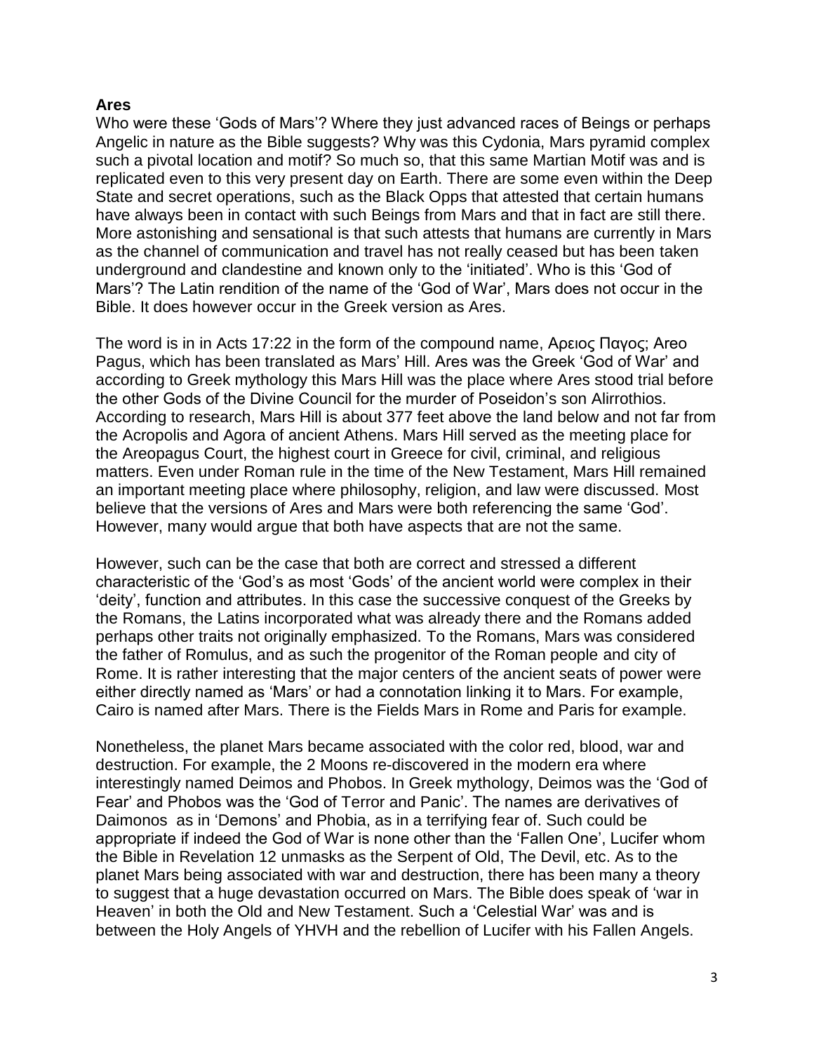**Ares**

Who were these 'Gods of Mars'? Where they just advanced races of Beings or perhaps Angelic in nature as the Bible suggests? Why was this Cydonia, Mars pyramid complex such a pivotal location and motif? So much so, that this same Martian Motif was and is replicated even to this very present day on Earth. There are some even within the Deep State and secret operations, such as the Black Opps that attested that certain humans have always been in contact with such Beings from Mars and that in fact are still there. More astonishing and sensational is that such attests that humans are currently in Mars as the channel of communication and travel has not really ceased but has been taken underground and clandestine and known only to the 'initiated'. Who is this 'God of Mars'? The Latin rendition of the name of the 'God of War', Mars does not occur in the Bible. It does however occur in the Greek version as Ares.

The word is in in Acts 17:22 in the form of the compound name, Αρειος Παγος; Areo Pagus, which has been translated as Mars' Hill. Ares was the Greek 'God of War' and according to Greek mythology this Mars Hill was the place where Ares stood trial before the other Gods of the Divine Council for the murder of Poseidon's son Alirrothios. According to research, Mars Hill is about 377 feet above the land below and not far from the Acropolis and Agora of ancient Athens. Mars Hill served as the meeting place for the Areopagus Court, the highest court in Greece for civil, criminal, and religious matters. Even under Roman rule in the time of the New Testament, Mars Hill remained an important meeting place where philosophy, religion, and law were discussed. Most believe that the versions of Ares and Mars were both referencing the same 'God'. However, many would argue that both have aspects that are not the same.

However, such can be the case that both are correct and stressed a different characteristic of the 'God's as most 'Gods' of the ancient world were complex in their 'deity', function and attributes. In this case the successive conquest of the Greeks by the Romans, the Latins incorporated what was already there and the Romans added perhaps other traits not originally emphasized. To the Romans, Mars was considered the father of Romulus, and as such the progenitor of the Roman people and city of Rome. It is rather interesting that the major centers of the ancient seats of power were either directly named as 'Mars' or had a connotation linking it to Mars. For example, Cairo is named after Mars. There is the Fields Mars in Rome and Paris for example.

Nonetheless, the planet Mars became associated with the color red, blood, war and destruction. For example, the 2 Moons re-discovered in the modern era where interestingly named Deimos and Phobos. In Greek mythology, Deimos was the 'God of Fear' and Phobos was the 'God of Terror and Panic'. The names are derivatives of Daimonos as in 'Demons' and Phobia, as in a terrifying fear of. Such could be appropriate if indeed the God of War is none other than the 'Fallen One', Lucifer whom the Bible in Revelation 12 unmasks as the Serpent of Old, The Devil, etc. As to the planet Mars being associated with war and destruction, there has been many a theory to suggest that a huge devastation occurred on Mars. The Bible does speak of 'war in Heaven' in both the Old and New Testament. Such a 'Celestial War' was and is between the Holy Angels of YHVH and the rebellion of Lucifer with his Fallen Angels.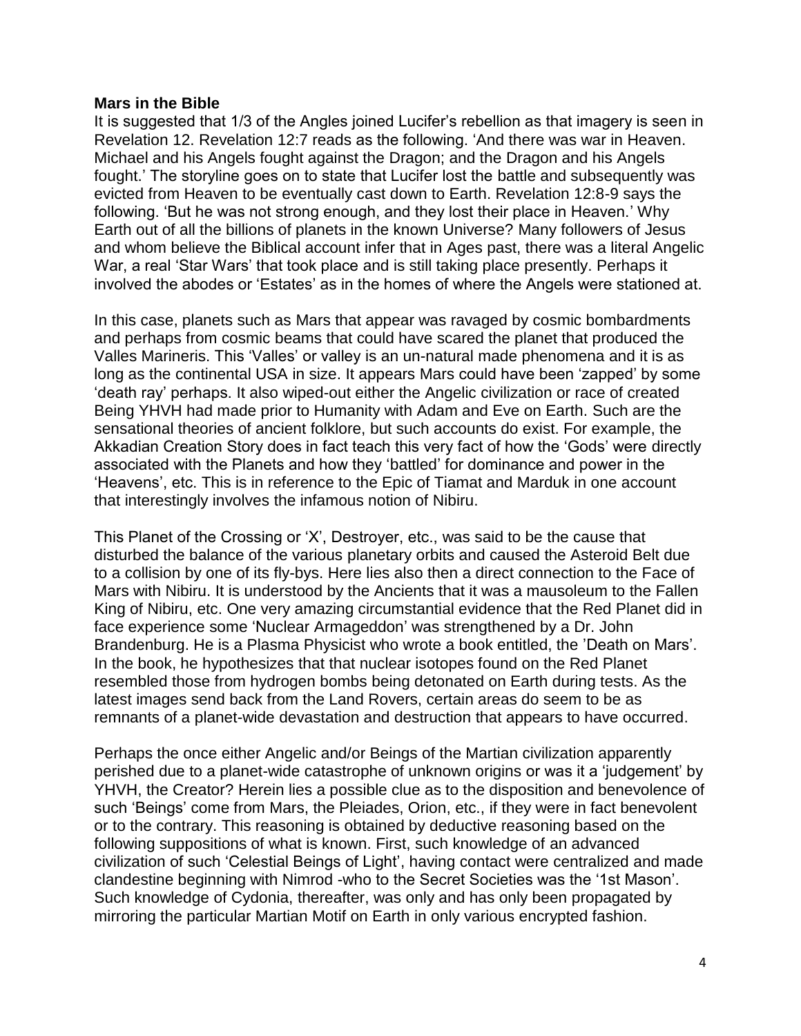**Mars in the Bible**

It is suggested that 1/3 of the Angles joined Lucifer's rebellion as that imagery is seen in Revelation 12. Revelation 12:7 reads as the following. 'And there was war in Heaven. Michael and his Angels fought against the Dragon; and the Dragon and his Angels fought.' The storyline goes on to state that Lucifer lost the battle and subsequently was evicted from Heaven to be eventually cast down to Earth. Revelation 12:8-9 says the following. 'But he was not strong enough, and they lost their place in Heaven.' Why Earth out of all the billions of planets in the known Universe? Many followers of Jesus and whom believe the Biblical account infer that in Ages past, there was a literal Angelic War, a real 'Star Wars' that took place and is still taking place presently. Perhaps it involved the abodes or 'Estates' as in the homes of where the Angels were stationed at.

In this case, planets such as Mars that appear was ravaged by cosmic bombardments and perhaps from cosmic beams that could have scared the planet that produced the Valles Marineris. This 'Valles' or valley is an un-natural made phenomena and it is as long as the continental USA in size. It appears Mars could have been 'zapped' by some 'death ray' perhaps. It also wiped-out either the Angelic civilization or race of created Being YHVH had made prior to Humanity with Adam and Eve on Earth. Such are the sensational theories of ancient folklore, but such accounts do exist. For example, the Akkadian Creation Story does in fact teach this very fact of how the 'Gods' were directly associated with the Planets and how they 'battled' for dominance and power in the 'Heavens', etc. This is in reference to the Epic of Tiamat and Marduk in one account that interestingly involves the infamous notion of Nibiru.

This Planet of the Crossing or 'X', Destroyer, etc., was said to be the cause that disturbed the balance of the various planetary orbits and caused the Asteroid Belt due to a collision by one of its fly-bys. Here lies also then a direct connection to the Face of Mars with Nibiru. It is understood by the Ancients that it was a mausoleum to the Fallen King of Nibiru, etc. One very amazing circumstantial evidence that the Red Planet did in face experience some 'Nuclear Armageddon' was strengthened by a Dr. John Brandenburg. He is a Plasma Physicist who wrote a book entitled, the 'Death on Mars'. In the book, he hypothesizes that that nuclear isotopes found on the Red Planet resembled those from hydrogen bombs being detonated on Earth during tests. As the latest images send back from the Land Rovers, certain areas do seem to be as remnants of a planet-wide devastation and destruction that appears to have occurred.

Perhaps the once either Angelic and/or Beings of the Martian civilization apparently perished due to a planet-wide catastrophe of unknown origins or was it a 'judgement' by YHVH, the Creator? Herein lies a possible clue as to the disposition and benevolence of such 'Beings' come from Mars, the Pleiades, Orion, etc., if they were in fact benevolent or to the contrary. This reasoning is obtained by deductive reasoning based on the following suppositions of what is known. First, such knowledge of an advanced civilization of such 'Celestial Beings of Light', having contact were centralized and made clandestine beginning with Nimrod -who to the Secret Societies was the '1st Mason'. Such knowledge of Cydonia, thereafter, was only and has only been propagated by mirroring the particular Martian Motif on Earth in only various encrypted fashion.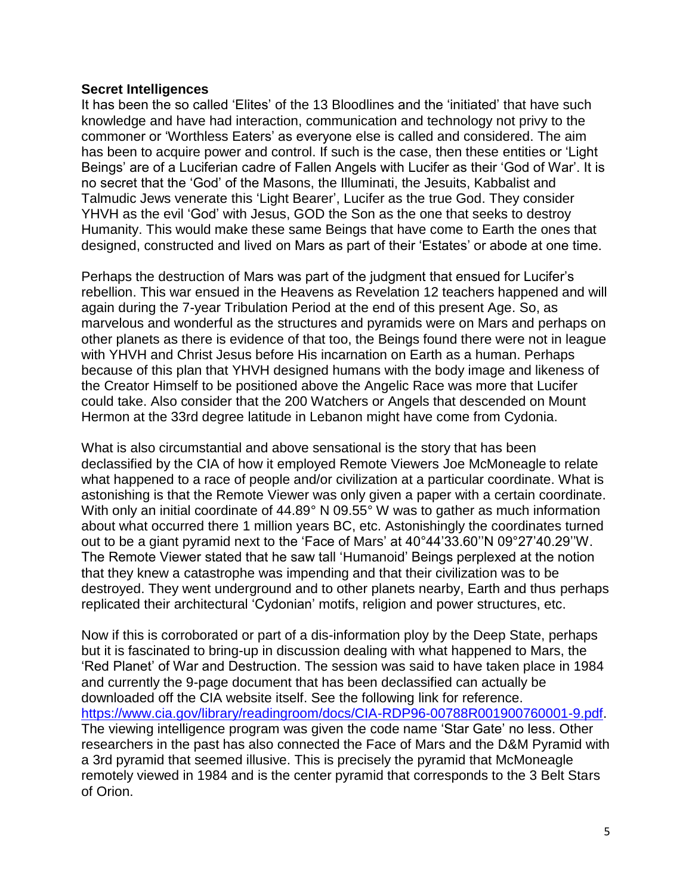**Secret Intelligences**

It has been the so called 'Elites' of the 13 Bloodlines and the 'initiated' that have such knowledge and have had interaction, communication and technology not privy to the commoner or 'Worthless Eaters' as everyone else is called and considered. The aim has been to acquire power and control. If such is the case, then these entities or 'Light Beings' are of a Luciferian cadre of Fallen Angels with Lucifer as their 'God of War'. It is no secret that the 'God' of the Masons, the Illuminati, the Jesuits, Kabbalist and Talmudic Jews venerate this 'Light Bearer', Lucifer as the true God. They consider YHVH as the evil 'God' with Jesus, GOD the Son as the one that seeks to destroy Humanity. This would make these same Beings that have come to Earth the ones that designed, constructed and lived on Mars as part of their 'Estates' or abode at one time.

Perhaps the destruction of Mars was part of the judgment that ensued for Lucifer's rebellion. This war ensued in the Heavens as Revelation 12 teachers happened and will again during the 7-year Tribulation Period at the end of this present Age. So, as marvelous and wonderful as the structures and pyramids were on Mars and perhaps on other planets as there is evidence of that too, the Beings found there were not in league with YHVH and Christ Jesus before His incarnation on Earth as a human. Perhaps because of this plan that YHVH designed humans with the body image and likeness of the Creator Himself to be positioned above the Angelic Race was more that Lucifer could take. Also consider that the 200 Watchers or Angels that descended on Mount Hermon at the 33rd degree latitude in Lebanon might have come from Cydonia.

What is also circumstantial and above sensational is the story that has been declassified by the CIA of how it employed Remote Viewers Joe McMoneagle to relate what happened to a race of people and/or civilization at a particular coordinate. What is astonishing is that the Remote Viewer was only given a paper with a certain coordinate. With only an initial coordinate of 44.89° N 09.55° W was to gather as much information about what occurred there 1 million years BC, etc. Astonishingly the coordinates turned out to be a giant pyramid next to the 'Face of Mars' at 40°44'33.60''N 09°27'40.29''W. The Remote Viewer stated that he saw tall 'Humanoid' Beings perplexed at the notion that they knew a catastrophe was impending and that their civilization was to be destroyed. They went underground and to other planets nearby, Earth and thus perhaps replicated their architectural 'Cydonian' motifs, religion and power structures, etc.

Now if this is corroborated or part of a dis-information ploy by the Deep State, perhaps but it is fascinated to bring-up in discussion dealing with what happened to Mars, the 'Red Planet' of War and Destruction. The session was said to have taken place in 1984 and currently the 9-page document that has been declassified can actually be downloaded off the CIA website itself. See the following link for reference. [https://www.cia.gov/library/readingroom/docs/CIA-RDP96-00788R001900760001-9.pdf](https://www.cia.gov/library/readingroom/docs/CIA-RDP96-00788R001900760001-9.pdf). The viewing intelligence program was given the code name 'Star Gate' no less. Other researchers in the past has also connected the Face of Mars and the D&M Pyramid with a 3rd pyramid that seemed illusive. This is precisely the pyramid that McMoneagle remotely viewed in 1984 and is the center pyramid that corresponds to the 3 Belt Stars of Orion.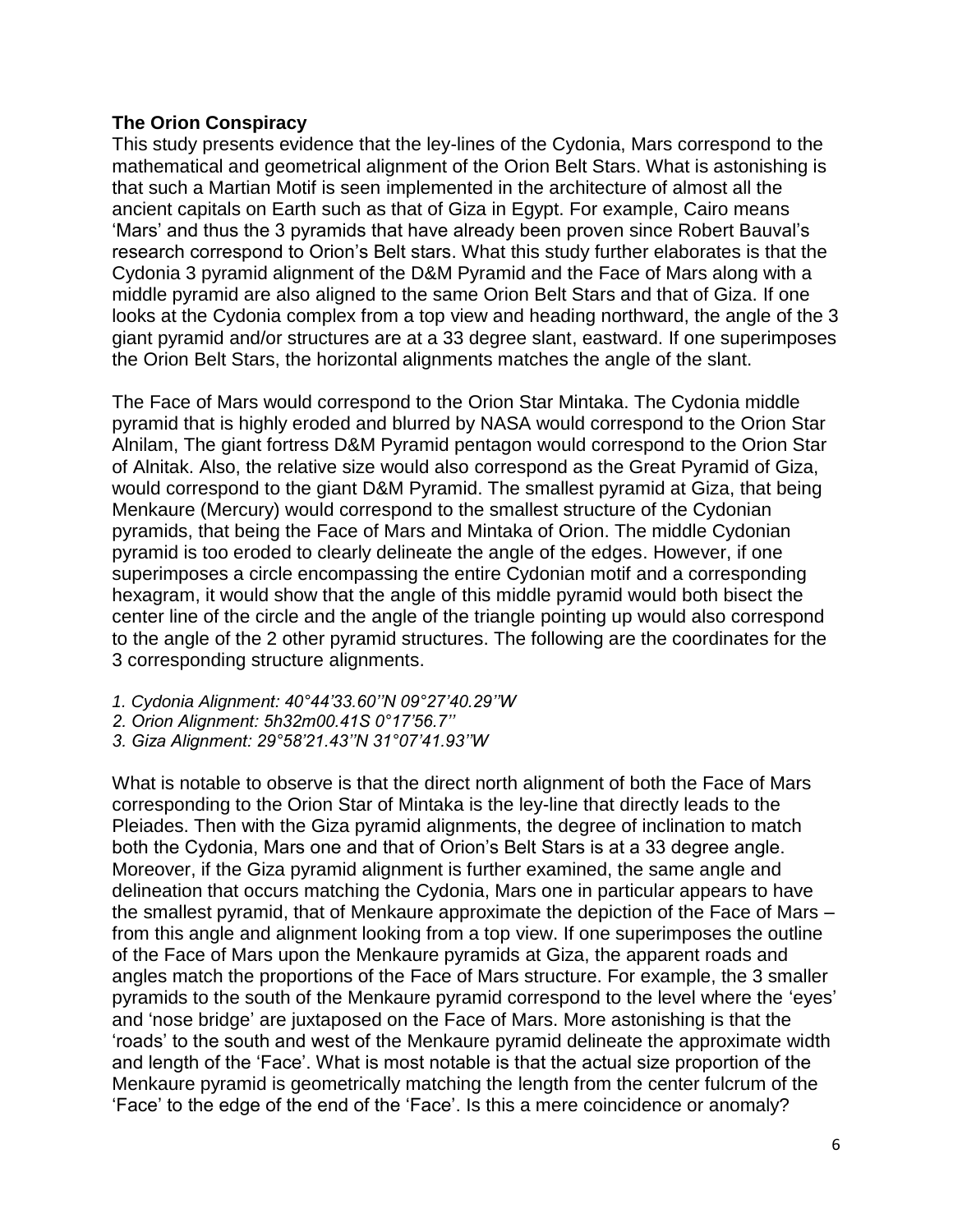**The Orion Conspiracy**

This study presents evidence that the ley-lines of the Cydonia, Mars correspond to the mathematical and geometrical alignment of the Orion Belt Stars. What is astonishing is that such a Martian Motif is seen implemented in the architecture of almost all the ancient capitals on Earth such as that of Giza in Egypt. For example, Cairo means 'Mars' and thus the 3 pyramids that have already been proven since Robert Bauval's research correspond to Orion's Belt stars. What this study further elaborates is that the Cydonia 3 pyramid alignment of the D&M Pyramid and the Face of Mars along with a middle pyramid are also aligned to the same Orion Belt Stars and that of Giza. If one looks at the Cydonia complex from a top view and heading northward, the angle of the 3 giant pyramid and/or structures are at a 33 degree slant, eastward. If one superimposes the Orion Belt Stars, the horizontal alignments matches the angle of the slant.

The Face of Mars would correspond to the Orion Star Mintaka. The Cydonia middle pyramid that is highly eroded and blurred by NASA would correspond to the Orion Star Alnilam, The giant fortress D&M Pyramid pentagon would correspond to the Orion Star of Alnitak. Also, the relative size would also correspond as the Great Pyramid of Giza, would correspond to the giant D&M Pyramid. The smallest pyramid at Giza, that being Menkaure (Mercury) would correspond to the smallest structure of the Cydonian pyramids, that being the Face of Mars and Mintaka of Orion. The middle Cydonian pyramid is too eroded to clearly delineate the angle of the edges. However, if one superimposes a circle encompassing the entire Cydonian motif and a corresponding hexagram, it would show that the angle of this middle pyramid would both bisect the center line of the circle and the angle of the triangle pointing up would also correspond to the angle of the 2 other pyramid structures. The following are the coordinates for the 3 corresponding structure alignments.

1. *Cydonia Alignment: 40°44'33.60''N 09°27'40.29''W*
2. *Orion Alignment: 5h32m00.41S 0°17'56.7''*
3. *Giza Alignment: 29°58'21.43''N 31°07'41.93''W*

What is notable to observe is that the direct north alignment of both the Face of Mars corresponding to the Orion Star of Mintaka is the ley-line that directly leads to the Pleiades. Then with the Giza pyramid alignments, the degree of inclination to match both the Cydonia, Mars one and that of Orion's Belt Stars is at a 33 degree angle. Moreover, if the Giza pyramid alignment is further examined, the same angle and delineation that occurs matching the Cydonia, Mars one in particular appears to have the smallest pyramid, that of Menkaure approximate the depiction of the Face of Mars – from this angle and alignment looking from a top view. If one superimposes the outline of the Face of Mars upon the Menkaure pyramids at Giza, the apparent roads and angles match the proportions of the Face of Mars structure. For example, the 3 smaller pyramids to the south of the Menkaure pyramid correspond to the level where the 'eyes' and 'nose bridge' are juxtaposed on the Face of Mars. More astonishing is that the 'roads' to the south and west of the Menkaure pyramid delineate the approximate width and length of the 'Face'. What is most notable is that the actual size proportion of the Menkaure pyramid is geometrically matching the length from the center fulcrum of the 'Face' to the edge of the end of the 'Face'. Is this a mere coincidence or anomaly?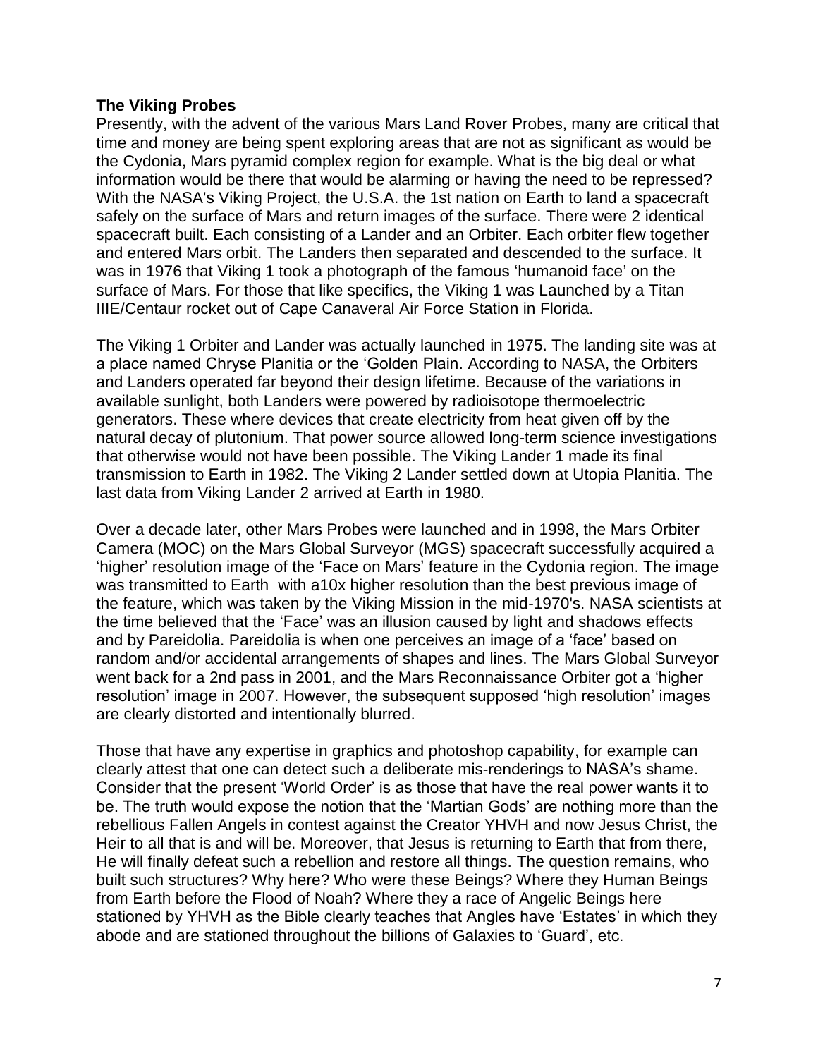**The Viking Probes**

Presently, with the advent of the various Mars Land Rover Probes, many are critical that time and money are being spent exploring areas that are not as significant as would be the Cydonia, Mars pyramid complex region for example. What is the big deal or what information would be there that would be alarming or having the need to be repressed? With the NASA's Viking Project, the U.S.A. the 1st nation on Earth to land a spacecraft safely on the surface of Mars and return images of the surface. There were 2 identical spacecraft built. Each consisting of a Lander and an Orbiter. Each orbiter flew together and entered Mars orbit. The Landers then separated and descended to the surface. It was in 1976 that Viking 1 took a photograph of the famous 'humanoid face' on the surface of Mars. For those that like specifics, the Viking 1 was Launched by a Titan IIIE/Centaur rocket out of Cape Canaveral Air Force Station in Florida.

The Viking 1 Orbiter and Lander was actually launched in 1975. The landing site was at a place named Chryse Planitia or the 'Golden Plain. According to NASA, the Orbiters and Landers operated far beyond their design lifetime. Because of the variations in available sunlight, both Landers were powered by radioisotope thermoelectric generators. These where devices that create electricity from heat given off by the natural decay of plutonium. That power source allowed long-term science investigations that otherwise would not have been possible. The Viking Lander 1 made its final transmission to Earth in 1982. The Viking 2 Lander settled down at Utopia Planitia. The last data from Viking Lander 2 arrived at Earth in 1980.

Over a decade later, other Mars Probes were launched and in 1998, the Mars Orbiter Camera (MOC) on the Mars Global Surveyor (MGS) spacecraft successfully acquired a 'higher' resolution image of the 'Face on Mars' feature in the Cydonia region. The image was transmitted to Earth with a10x higher resolution than the best previous image of the feature, which was taken by the Viking Mission in the mid-1970's. NASA scientists at the time believed that the 'Face' was an illusion caused by light and shadows effects and by Pareidolia. Pareidolia is when one perceives an image of a 'face' based on random and/or accidental arrangements of shapes and lines. The Mars Global Surveyor went back for a 2nd pass in 2001, and the Mars Reconnaissance Orbiter got a 'higher resolution' image in 2007. However, the subsequent supposed 'high resolution' images are clearly distorted and intentionally blurred.

Those that have any expertise in graphics and photoshop capability, for example can clearly attest that one can detect such a deliberate mis-renderings to NASA's shame. Consider that the present 'World Order' is as those that have the real power wants it to be. The truth would expose the notion that the 'Martian Gods' are nothing more than the rebellious Fallen Angels in contest against the Creator YHVH and now Jesus Christ, the Heir to all that is and will be. Moreover, that Jesus is returning to Earth that from there, He will finally defeat such a rebellion and restore all things. The question remains, who built such structures? Why here? Who were these Beings? Where they Human Beings from Earth before the Flood of Noah? Where they a race of Angelic Beings here stationed by YHVH as the Bible clearly teaches that Angles have 'Estates' in which they abode and are stationed throughout the billions of Galaxies to 'Guard', etc.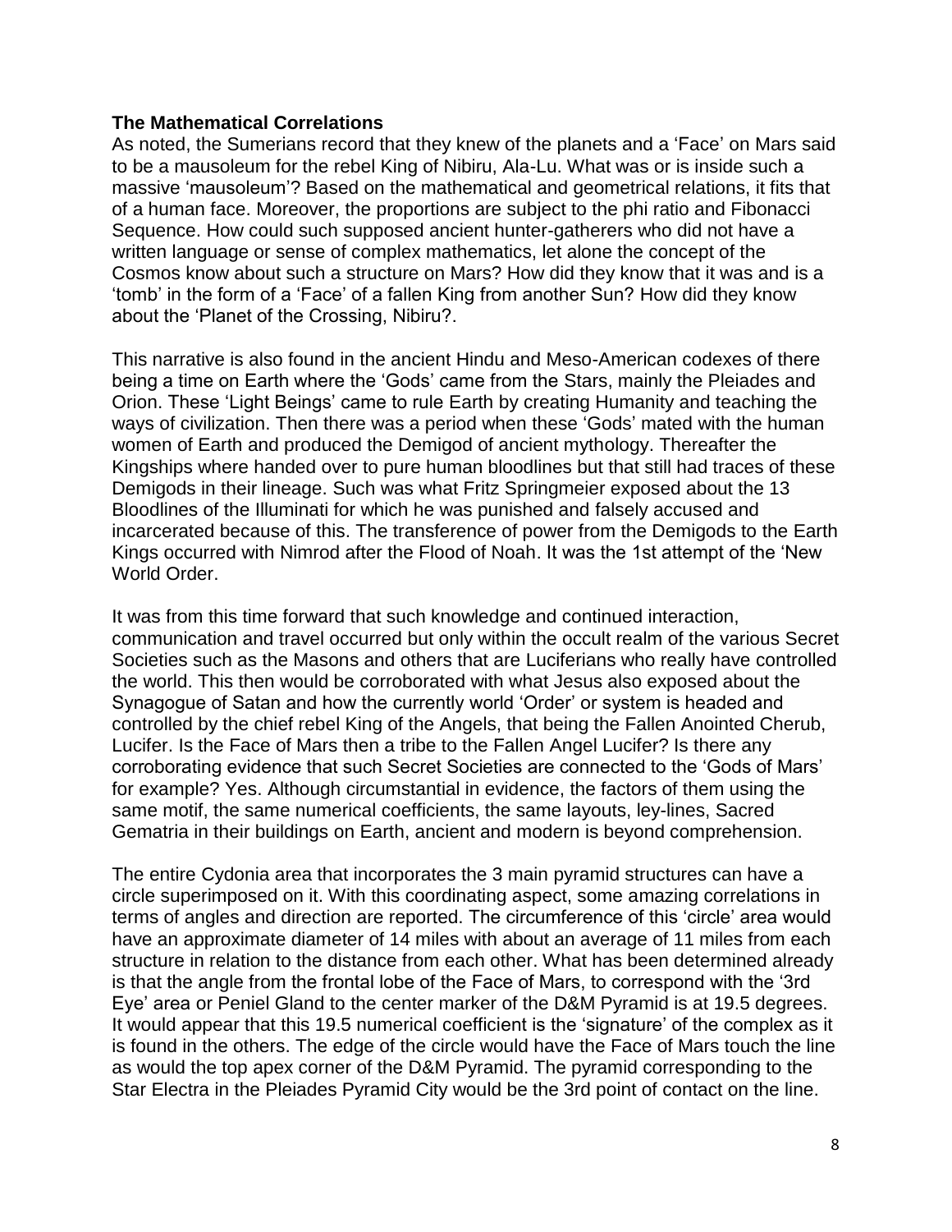**The Mathematical Correlations**

As noted, the Sumerians record that they knew of the planets and a 'Face' on Mars said to be a mausoleum for the rebel King of Nibiru, Ala-Lu. What was or is inside such a massive 'mausoleum'? Based on the mathematical and geometrical relations, it fits that of a human face. Moreover, the proportions are subject to the phi ratio and Fibonacci Sequence. How could such supposed ancient hunter-gatherers who did not have a written language or sense of complex mathematics, let alone the concept of the Cosmos know about such a structure on Mars? How did they know that it was and is a 'tomb' in the form of a 'Face' of a fallen King from another Sun? How did they know about the 'Planet of the Crossing, Nibiru?.

This narrative is also found in the ancient Hindu and Meso-American codexes of there being a time on Earth where the 'Gods' came from the Stars, mainly the Pleiades and Orion. These 'Light Beings' came to rule Earth by creating Humanity and teaching the ways of civilization. Then there was a period when these 'Gods' mated with the human women of Earth and produced the Demigod of ancient mythology. Thereafter the Kingships where handed over to pure human bloodlines but that still had traces of these Demigods in their lineage. Such was what Fritz Springmeier exposed about the 13 Bloodlines of the Illuminati for which he was punished and falsely accused and incarcerated because of this. The transference of power from the Demigods to the Earth Kings occurred with Nimrod after the Flood of Noah. It was the 1st attempt of the 'New World Order.

It was from this time forward that such knowledge and continued interaction, communication and travel occurred but only within the occult realm of the various Secret Societies such as the Masons and others that are Luciferians who really have controlled the world. This then would be corroborated with what Jesus also exposed about the Synagogue of Satan and how the currently world 'Order' or system is headed and controlled by the chief rebel King of the Angels, that being the Fallen Anointed Cherub, Lucifer. Is the Face of Mars then a tribe to the Fallen Angel Lucifer? Is there any corroborating evidence that such Secret Societies are connected to the 'Gods of Mars' for example? Yes. Although circumstantial in evidence, the factors of them using the same motif, the same numerical coefficients, the same layouts, ley-lines, Sacred Gematria in their buildings on Earth, ancient and modern is beyond comprehension.

The entire Cydonia area that incorporates the 3 main pyramid structures can have a circle superimposed on it. With this coordinating aspect, some amazing correlations in terms of angles and direction are reported. The circumference of this 'circle' area would have an approximate diameter of 14 miles with about an average of 11 miles from each structure in relation to the distance from each other. What has been determined already is that the angle from the frontal lobe of the Face of Mars, to correspond with the '3rd Eye' area or Peniel Gland to the center marker of the D&M Pyramid is at 19.5 degrees. It would appear that this 19.5 numerical coefficient is the 'signature' of the complex as it is found in the others. The edge of the circle would have the Face of Mars touch the line as would the top apex corner of the D&M Pyramid. The pyramid corresponding to the Star Electra in the Pleiades Pyramid City would be the 3rd point of contact on the line.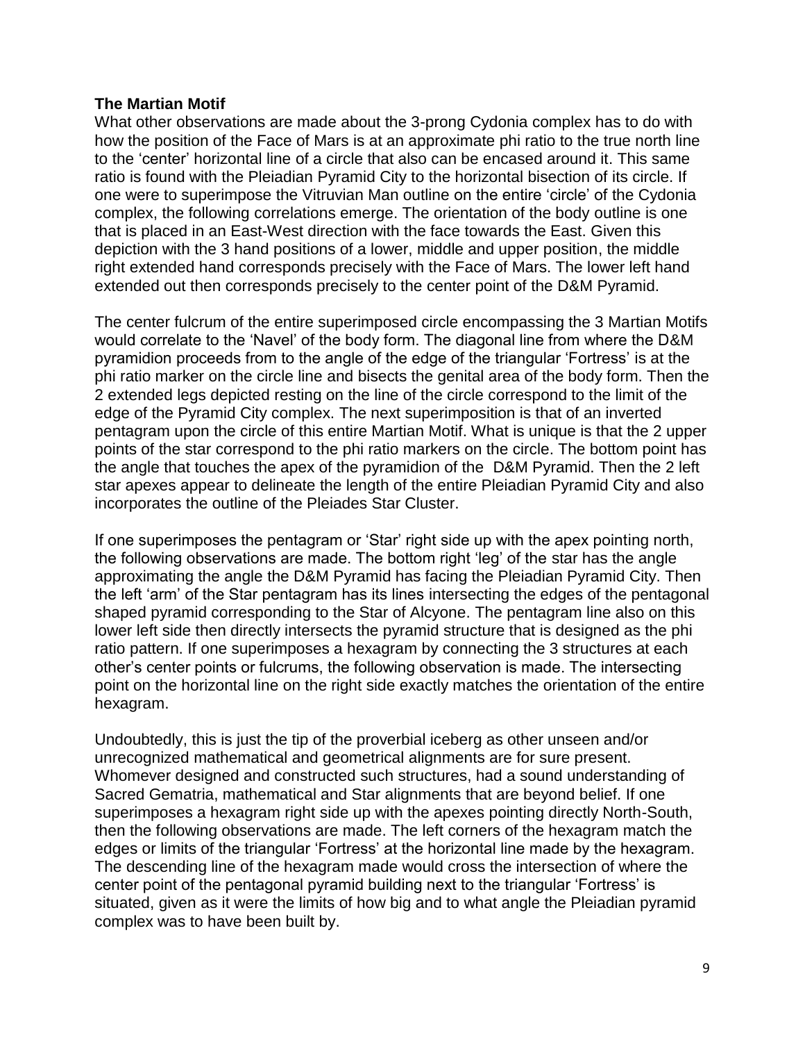**The Martian Motif**

What other observations are made about the 3-prong Cydonia complex has to do with how the position of the Face of Mars is at an approximate phi ratio to the true north line to the 'center' horizontal line of a circle that also can be encased around it. This same ratio is found with the Pleiadian Pyramid City to the horizontal bisection of its circle. If one were to superimpose the Vitruvian Man outline on the entire 'circle' of the Cydonia complex, the following correlations emerge. The orientation of the body outline is one that is placed in an East-West direction with the face towards the East. Given this depiction with the 3 hand positions of a lower, middle and upper position, the middle right extended hand corresponds precisely with the Face of Mars. The lower left hand extended out then corresponds precisely to the center point of the D&M Pyramid.

The center fulcrum of the entire superimposed circle encompassing the 3 Martian Motifs would correlate to the 'Navel' of the body form. The diagonal line from where the D&M pyramidion proceeds from to the angle of the edge of the triangular 'Fortress' is at the phi ratio marker on the circle line and bisects the genital area of the body form. Then the 2 extended legs depicted resting on the line of the circle correspond to the limit of the edge of the Pyramid City complex. The next superimposition is that of an inverted pentagram upon the circle of this entire Martian Motif. What is unique is that the 2 upper points of the star correspond to the phi ratio markers on the circle. The bottom point has the angle that touches the apex of the pyramidion of the D&M Pyramid. Then the 2 left star apexes appear to delineate the length of the entire Pleiadian Pyramid City and also incorporates the outline of the Pleiades Star Cluster.

If one superimposes the pentagram or 'Star' right side up with the apex pointing north, the following observations are made. The bottom right 'leg' of the star has the angle approximating the angle the D&M Pyramid has facing the Pleiadian Pyramid City. Then the left 'arm' of the Star pentagram has its lines intersecting the edges of the pentagonal shaped pyramid corresponding to the Star of Alcyone. The pentagram line also on this lower left side then directly intersects the pyramid structure that is designed as the phi ratio pattern. If one superimposes a hexagram by connecting the 3 structures at each other's center points or fulcrums, the following observation is made. The intersecting point on the horizontal line on the right side exactly matches the orientation of the entire hexagram.

Undoubtedly, this is just the tip of the proverbial iceberg as other unseen and/or unrecognized mathematical and geometrical alignments are for sure present. Whomever designed and constructed such structures, had a sound understanding of Sacred Gematria, mathematical and Star alignments that are beyond belief. If one superimposes a hexagram right side up with the apexes pointing directly North-South, then the following observations are made. The left corners of the hexagram match the edges or limits of the triangular 'Fortress' at the horizontal line made by the hexagram. The descending line of the hexagram made would cross the intersection of where the center point of the pentagonal pyramid building next to the triangular 'Fortress' is situated, given as it were the limits of how big and to what angle the Pleiadian pyramid complex was to have been built by.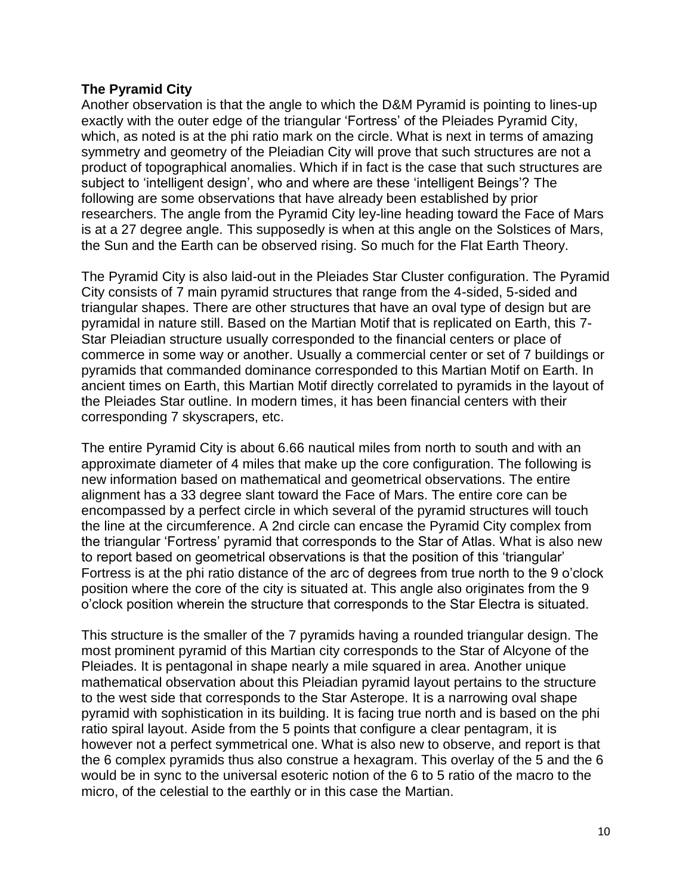**The Pyramid City**

Another observation is that the angle to which the D&M Pyramid is pointing to lines-up exactly with the outer edge of the triangular 'Fortress' of the Pleiades Pyramid City, which, as noted is at the phi ratio mark on the circle. What is next in terms of amazing symmetry and geometry of the Pleiadian City will prove that such structures are not a product of topographical anomalies. Which if in fact is the case that such structures are subject to 'intelligent design', who and where are these 'intelligent Beings'? The following are some observations that have already been established by prior researchers. The angle from the Pyramid City ley-line heading toward the Face of Mars is at a 27 degree angle. This supposedly is when at this angle on the Solstices of Mars, the Sun and the Earth can be observed rising. So much for the Flat Earth Theory.

The Pyramid City is also laid-out in the Pleiades Star Cluster configuration. The Pyramid City consists of 7 main pyramid structures that range from the 4-sided, 5-sided and triangular shapes. There are other structures that have an oval type of design but are pyramidal in nature still. Based on the Martian Motif that is replicated on Earth, this 7-Star Pleiadian structure usually corresponded to the financial centers or place of commerce in some way or another. Usually a commercial center or set of 7 buildings or pyramids that commanded dominance corresponded to this Martian Motif on Earth. In ancient times on Earth, this Martian Motif directly correlated to pyramids in the layout of the Pleiades Star outline. In modern times, it has been financial centers with their corresponding 7 skyscrapers, etc.

The entire Pyramid City is about 6.66 nautical miles from north to south and with an approximate diameter of 4 miles that make up the core configuration. The following is new information based on mathematical and geometrical observations. The entire alignment has a 33 degree slant toward the Face of Mars. The entire core can be encompassed by a perfect circle in which several of the pyramid structures will touch the line at the circumference. A 2nd circle can encase the Pyramid City complex from the triangular 'Fortress' pyramid that corresponds to the Star of Atlas. What is also new to report based on geometrical observations is that the position of this 'triangular' Fortress is at the phi ratio distance of the arc of degrees from true north to the 9 o'clock position where the core of the city is situated at. This angle also originates from the 9 o'clock position wherein the structure that corresponds to the Star Electra is situated.

This structure is the smaller of the 7 pyramids having a rounded triangular design. The most prominent pyramid of this Martian city corresponds to the Star of Alcyone of the Pleiades. It is pentagonal in shape nearly a mile squared in area. Another unique mathematical observation about this Pleiadian pyramid layout pertains to the structure to the west side that corresponds to the Star Asterope. It is a narrowing oval shape pyramid with sophistication in its building. It is facing true north and is based on the phi ratio spiral layout. Aside from the 5 points that configure a clear pentagram, it is however not a perfect symmetrical one. What is also new to observe, and report is that the 6 complex pyramids thus also construe a hexagram. This overlay of the 5 and the 6 would be in sync to the universal esoteric notion of the 6 to 5 ratio of the macro to the micro, of the celestial to the earthly or in this case the Martian.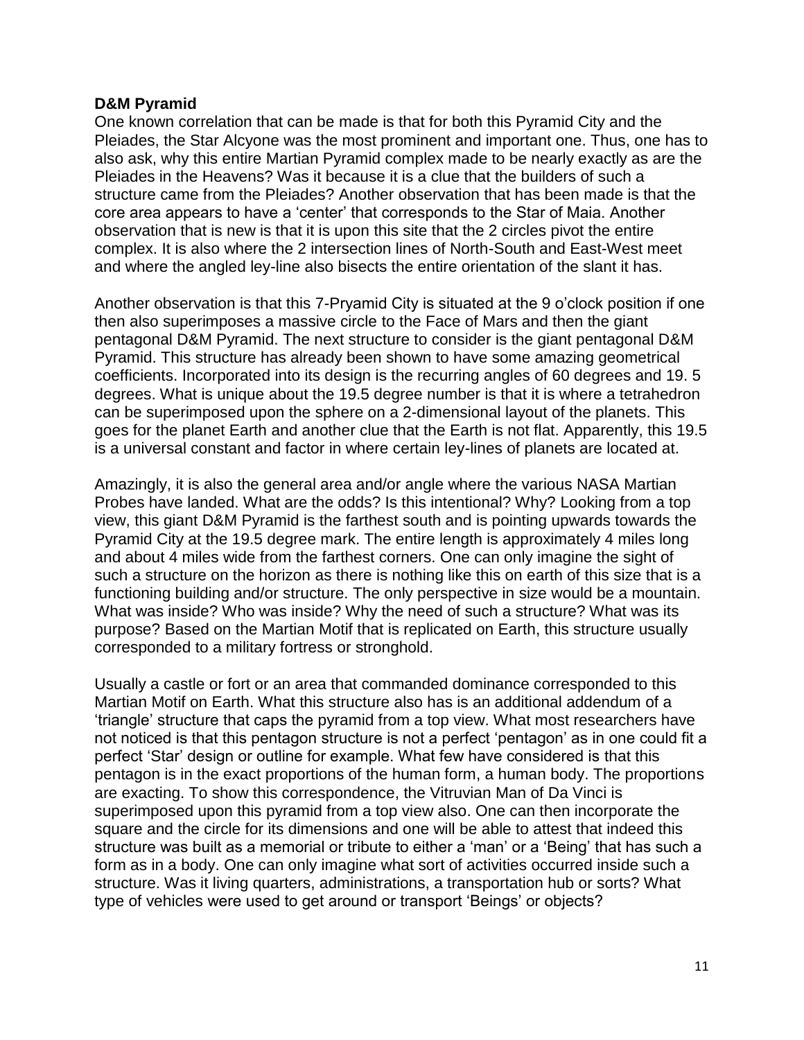**D&M Pyramid**

One known correlation that can be made is that for both this Pyramid City and the Pleiades, the Star Alcyone was the most prominent and important one. Thus, one has to also ask, why this entire Martian Pyramid complex made to be nearly exactly as are the Pleiades in the Heavens? Was it because it is a clue that the builders of such a structure came from the Pleiades? Another observation that has been made is that the core area appears to have a 'center' that corresponds to the Star of Maia. Another observation that is new is that it is upon this site that the 2 circles pivot the entire complex. It is also where the 2 intersection lines of North-South and East-West meet and where the angled ley-line also bisects the entire orientation of the slant it has.

Another observation is that this 7-Pryamid City is situated at the 9 o'clock position if one then also superimposes a massive circle to the Face of Mars and then the giant pentagonal D&M Pyramid. The next structure to consider is the giant pentagonal D&M Pyramid. This structure has already been shown to have some amazing geometrical coefficients. Incorporated into its design is the recurring angles of 60 degrees and 19. 5 degrees. What is unique about the 19.5 degree number is that it is where a tetrahedron can be superimposed upon the sphere on a 2-dimensional layout of the planets. This goes for the planet Earth and another clue that the Earth is not flat. Apparently, this 19.5 is a universal constant and factor in where certain ley-lines of planets are located at.

Amazingly, it is also the general area and/or angle where the various NASA Martian Probes have landed. What are the odds? Is this intentional? Why? Looking from a top view, this giant D&M Pyramid is the farthest south and is pointing upwards towards the Pyramid City at the 19.5 degree mark. The entire length is approximately 4 miles long and about 4 miles wide from the farthest corners. One can only imagine the sight of such a structure on the horizon as there is nothing like this on earth of this size that is a functioning building and/or structure. The only perspective in size would be a mountain. What was inside? Who was inside? Why the need of such a structure? What was its purpose? Based on the Martian Motif that is replicated on Earth, this structure usually corresponded to a military fortress or stronghold.

Usually a castle or fort or an area that commanded dominance corresponded to this Martian Motif on Earth. What this structure also has is an additional addendum of a 'triangle' structure that caps the pyramid from a top view. What most researchers have not noticed is that this pentagon structure is not a perfect 'pentagon' as in one could fit a perfect 'Star' design or outline for example. What few have considered is that this pentagon is in the exact proportions of the human form, a human body. The proportions are exacting. To show this correspondence, the Vitruvian Man of Da Vinci is superimposed upon this pyramid from a top view also. One can then incorporate the square and the circle for its dimensions and one will be able to attest that indeed this structure was built as a memorial or tribute to either a 'man' or a 'Being' that has such a form as in a body. One can only imagine what sort of activities occurred inside such a structure. Was it living quarters, administrations, a transportation hub or sorts? What type of vehicles were used to get around or transport 'Beings' or objects?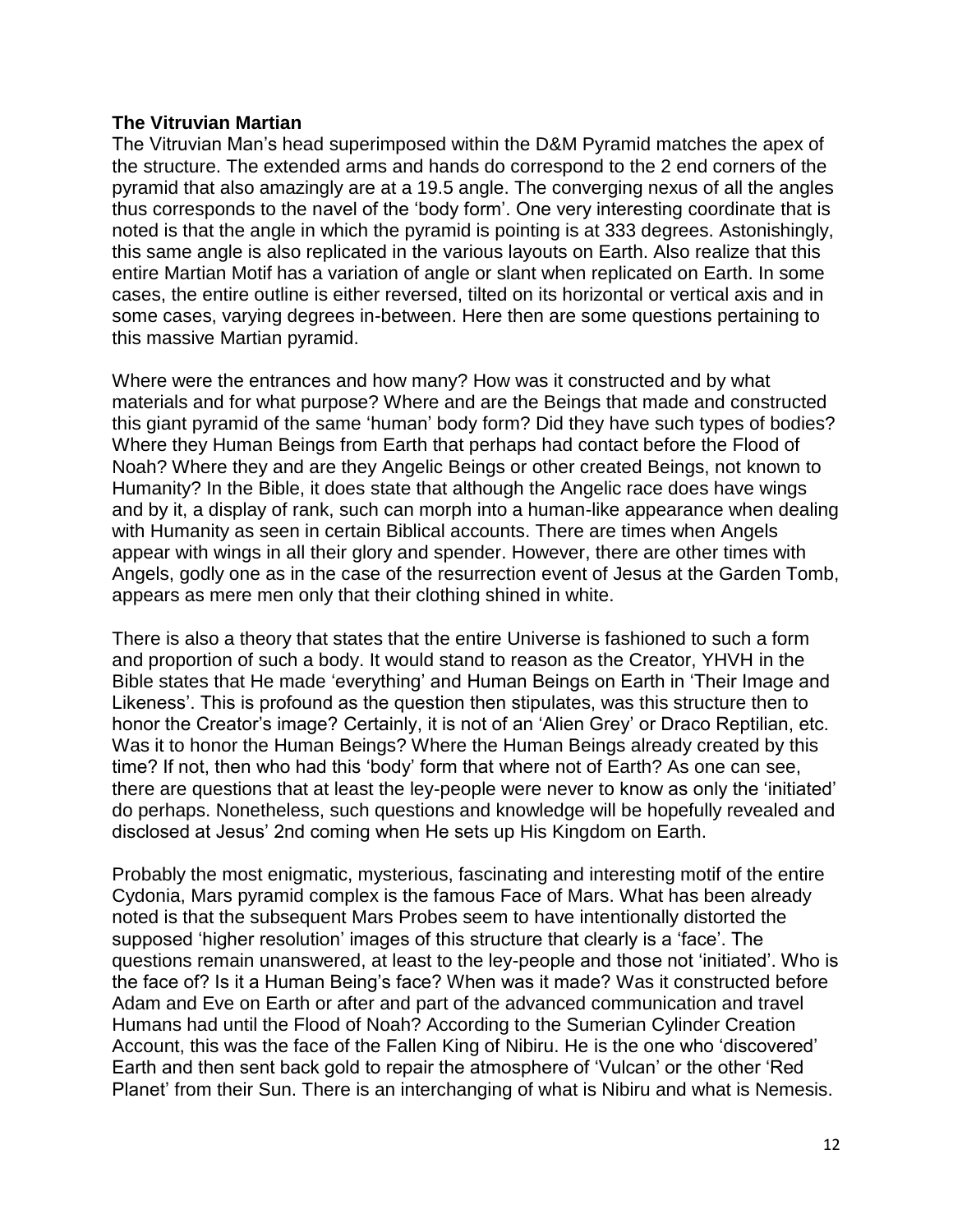**The Vitruvian Martian**

The Vitruvian Man's head superimposed within the D&M Pyramid matches the apex of the structure. The extended arms and hands do correspond to the 2 end corners of the pyramid that also amazingly are at a 19.5 angle. The converging nexus of all the angles thus corresponds to the navel of the 'body form'. One very interesting coordinate that is noted is that the angle in which the pyramid is pointing is at 333 degrees. Astonishingly, this same angle is also replicated in the various layouts on Earth. Also realize that this entire Martian Motif has a variation of angle or slant when replicated on Earth. In some cases, the entire outline is either reversed, tilted on its horizontal or vertical axis and in some cases, varying degrees in-between. Here then are some questions pertaining to this massive Martian pyramid.

Where were the entrances and how many? How was it constructed and by what materials and for what purpose? Where and are the Beings that made and constructed this giant pyramid of the same 'human' body form? Did they have such types of bodies? Where they Human Beings from Earth that perhaps had contact before the Flood of Noah? Where they and are they Angelic Beings or other created Beings, not known to Humanity? In the Bible, it does state that although the Angelic race does have wings and by it, a display of rank, such can morph into a human-like appearance when dealing with Humanity as seen in certain Biblical accounts. There are times when Angels appear with wings in all their glory and spender. However, there are other times with Angels, godly one as in the case of the resurrection event of Jesus at the Garden Tomb, appears as mere men only that their clothing shined in white.

There is also a theory that states that the entire Universe is fashioned to such a form and proportion of such a body. It would stand to reason as the Creator, YHVH in the Bible states that He made 'everything' and Human Beings on Earth in 'Their Image and Likeness'. This is profound as the question then stipulates, was this structure then to honor the Creator's image? Certainly, it is not of an 'Alien Grey' or Draco Reptilian, etc. Was it to honor the Human Beings? Where the Human Beings already created by this time? If not, then who had this 'body' form that where not of Earth? As one can see, there are questions that at least the ley-people were never to know as only the 'initiated' do perhaps. Nonetheless, such questions and knowledge will be hopefully revealed and disclosed at Jesus' 2nd coming when He sets up His Kingdom on Earth.

Probably the most enigmatic, mysterious, fascinating and interesting motif of the entire Cydonia, Mars pyramid complex is the famous Face of Mars. What has been already noted is that the subsequent Mars Probes seem to have intentionally distorted the supposed 'higher resolution' images of this structure that clearly is a 'face'. The questions remain unanswered, at least to the ley-people and those not 'initiated'. Who is the face of? Is it a Human Being's face? When was it made? Was it constructed before Adam and Eve on Earth or after and part of the advanced communication and travel Humans had until the Flood of Noah? According to the Sumerian Cylinder Creation Account, this was the face of the Fallen King of Nibiru. He is the one who 'discovered' Earth and then sent back gold to repair the atmosphere of 'Vulcan' or the other 'Red Planet' from their Sun. There is an interchanging of what is Nibiru and what is Nemesis.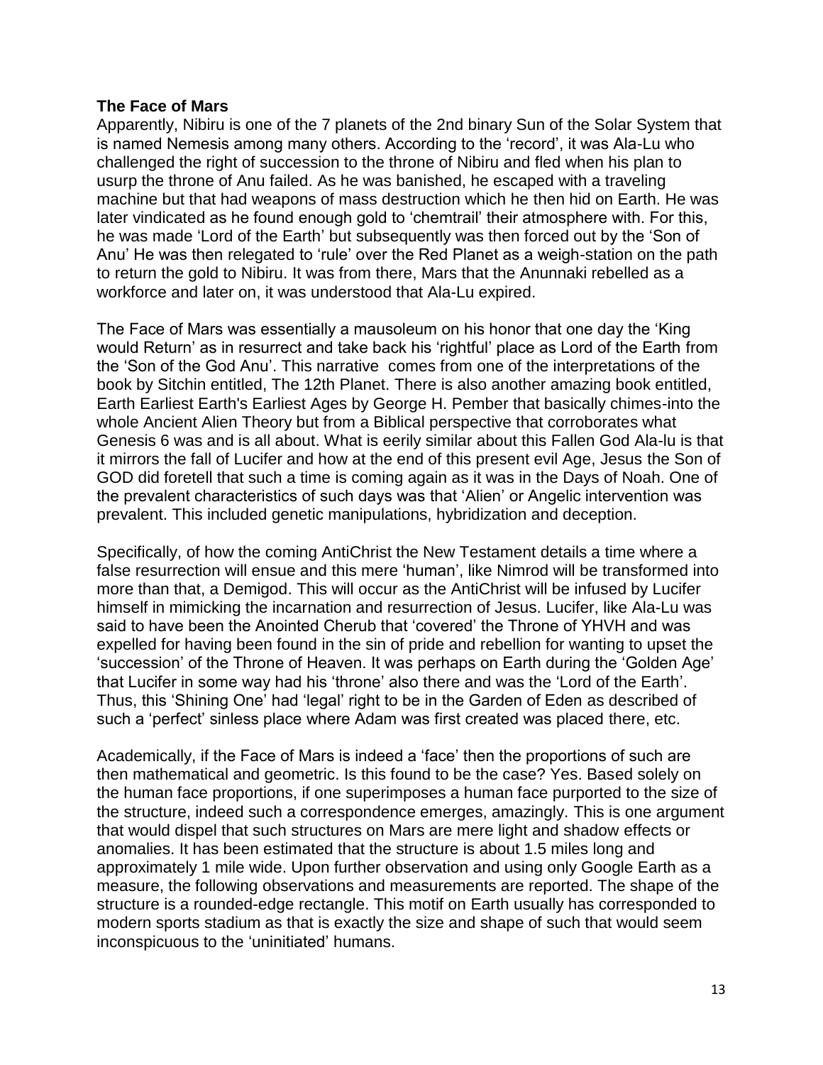**The Face of Mars**

Apparently, Nibiru is one of the 7 planets of the 2nd binary Sun of the Solar System that is named Nemesis among many others. According to the 'record', it was Ala-Lu who challenged the right of succession to the throne of Nibiru and fled when his plan to usurp the throne of Anu failed. As he was banished, he escaped with a traveling machine but that had weapons of mass destruction which he then hid on Earth. He was later vindicated as he found enough gold to 'chemtrail' their atmosphere with. For this, he was made 'Lord of the Earth' but subsequently was then forced out by the 'Son of Anu' He was then relegated to 'rule' over the Red Planet as a weigh-station on the path to return the gold to Nibiru. It was from there, Mars that the Anunnaki rebelled as a workforce and later on, it was understood that Ala-Lu expired.

The Face of Mars was essentially a mausoleum on his honor that one day the 'King would Return' as in resurrect and take back his 'rightful' place as Lord of the Earth from the 'Son of the God Anu'. This narrative comes from one of the interpretations of the book by Sitchin entitled, The 12th Planet. There is also another amazing book entitled, Earth Earliest Earth's Earliest Ages by George H. Pember that basically chimes-into the whole Ancient Alien Theory but from a Biblical perspective that corroborates what Genesis 6 was and is all about. What is eerily similar about this Fallen God Ala-lu is that it mirrors the fall of Lucifer and how at the end of this present evil Age, Jesus the Son of GOD did foretell that such a time is coming again as it was in the Days of Noah. One of the prevalent characteristics of such days was that 'Alien' or Angelic intervention was prevalent. This included genetic manipulations, hybridization and deception.

Specifically, of how the coming AntiChrist the New Testament details a time where a false resurrection will ensue and this mere 'human', like Nimrod will be transformed into more than that, a Demigod. This will occur as the AntiChrist will be infused by Lucifer himself in mimicking the incarnation and resurrection of Jesus. Lucifer, like Ala-Lu was said to have been the Anointed Cherub that 'covered' the Throne of YHVH and was expelled for having been found in the sin of pride and rebellion for wanting to upset the 'succession' of the Throne of Heaven. It was perhaps on Earth during the 'Golden Age' that Lucifer in some way had his 'throne' also there and was the 'Lord of the Earth'. Thus, this 'Shining One' had 'legal' right to be in the Garden of Eden as described of such a 'perfect' sinless place where Adam was first created was placed there, etc.

Academically, if the Face of Mars is indeed a 'face' then the proportions of such are then mathematical and geometric. Is this found to be the case? Yes. Based solely on the human face proportions, if one superimposes a human face purported to the size of the structure, indeed such a correspondence emerges, amazingly. This is one argument that would dispel that such structures on Mars are mere light and shadow effects or anomalies. It has been estimated that the structure is about 1.5 miles long and approximately 1 mile wide. Upon further observation and using only Google Earth as a measure, the following observations and measurements are reported. The shape of the structure is a rounded-edge rectangle. This motif on Earth usually has corresponded to modern sports stadium as that is exactly the size and shape of such that would seem inconspicuous to the 'uninitiated' humans.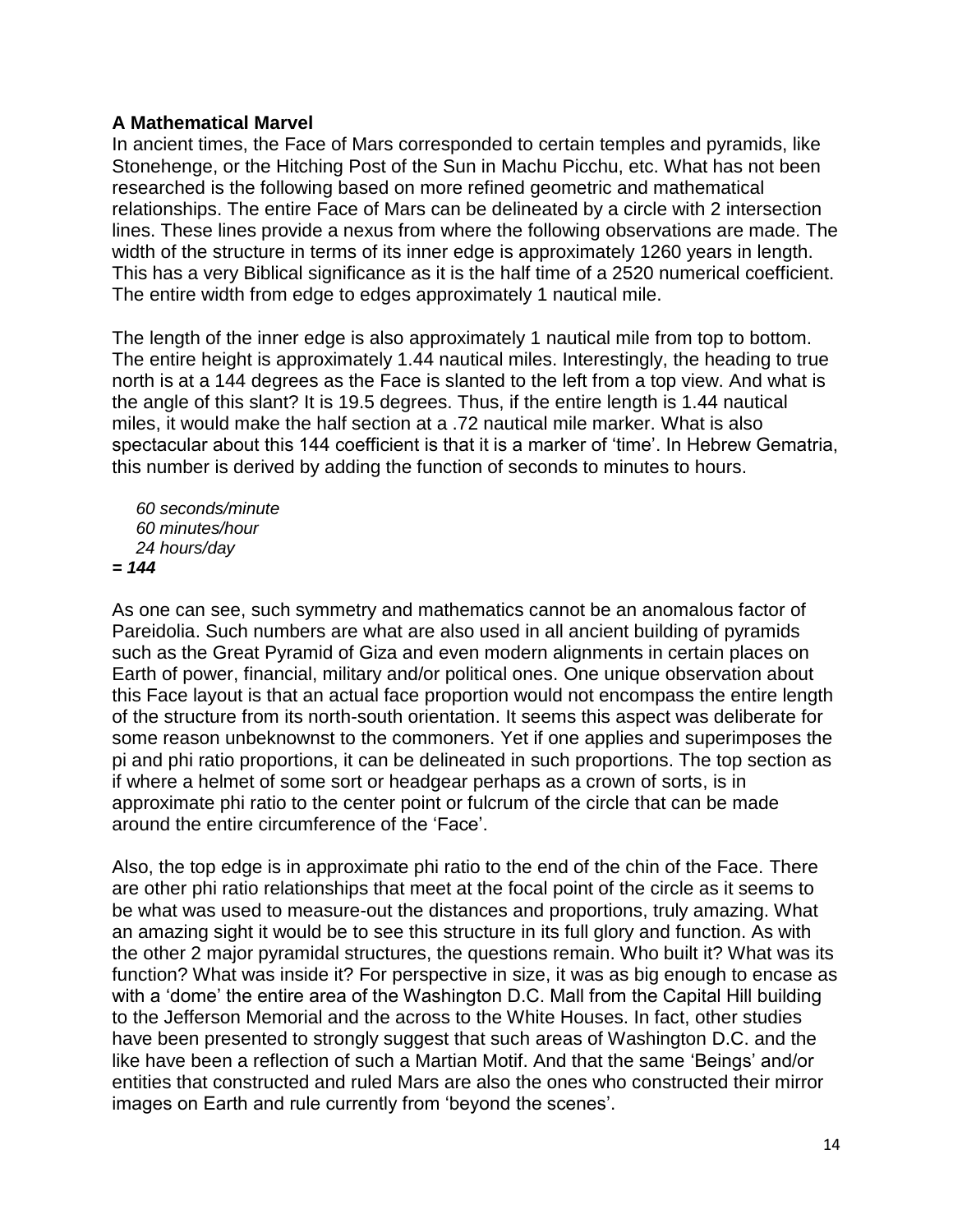**A Mathematical Marvel**

In ancient times, the Face of Mars corresponded to certain temples and pyramids, like Stonehenge, or the Hitching Post of the Sun in Machu Picchu, etc. What has not been researched is the following based on more refined geometric and mathematical relationships. The entire Face of Mars can be delineated by a circle with 2 intersection lines. These lines provide a nexus from where the following observations are made. The width of the structure in terms of its inner edge is approximately 1260 years in length. This has a very Biblical significance as it is the half time of a 2520 numerical coefficient. The entire width from edge to edges approximately 1 nautical mile.

The length of the inner edge is also approximately 1 nautical mile from top to bottom. The entire height is approximately 1.44 nautical miles. Interestingly, the heading to true north is at a 144 degrees as the Face is slanted to the left from a top view. And what is the angle of this slant? It is 19.5 degrees. Thus, if the entire length is 1.44 nautical miles, it would make the half section at a .72 nautical mile marker. What is also spectacular about this 144 coefficient is that it is a marker of 'time'. In Hebrew Gematria, this number is derived by adding the function of seconds to minutes to hours.

*60 seconds/minute*
*60 minutes/hour*
*24 hours/day*
***= 144***

As one can see, such symmetry and mathematics cannot be an anomalous factor of Pareidolia. Such numbers are what are also used in all ancient building of pyramids such as the Great Pyramid of Giza and even modern alignments in certain places on Earth of power, financial, military and/or political ones. One unique observation about this Face layout is that an actual face proportion would not encompass the entire length of the structure from its north-south orientation. It seems this aspect was deliberate for some reason unbeknownst to the commoners. Yet if one applies and superimposes the pi and phi ratio proportions, it can be delineated in such proportions. The top section as if where a helmet of some sort or headgear perhaps as a crown of sorts, is in approximate phi ratio to the center point or fulcrum of the circle that can be made around the entire circumference of the 'Face'.

Also, the top edge is in approximate phi ratio to the end of the chin of the Face. There are other phi ratio relationships that meet at the focal point of the circle as it seems to be what was used to measure-out the distances and proportions, truly amazing. What an amazing sight it would be to see this structure in its full glory and function. As with the other 2 major pyramidal structures, the questions remain. Who built it? What was its function? What was inside it? For perspective in size, it was as big enough to encase as with a 'dome' the entire area of the Washington D.C. Mall from the Capital Hill building to the Jefferson Memorial and the across to the White Houses. In fact, other studies have been presented to strongly suggest that such areas of Washington D.C. and the like have been a reflection of such a Martian Motif. And that the same 'Beings' and/or entities that constructed and ruled Mars are also the ones who constructed their mirror images on Earth and rule currently from 'beyond the scenes'.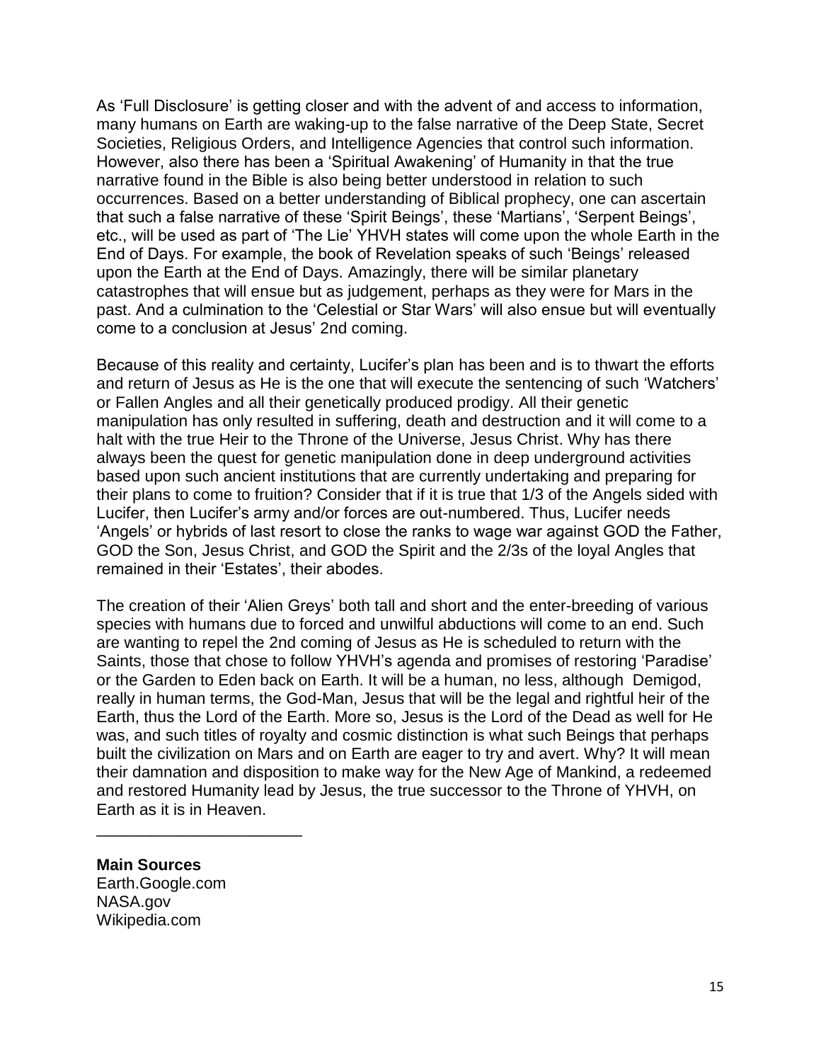As 'Full Disclosure' is getting closer and with the advent of and access to information, many humans on Earth are waking-up to the false narrative of the Deep State, Secret Societies, Religious Orders, and Intelligence Agencies that control such information. However, also there has been a 'Spiritual Awakening' of Humanity in that the true narrative found in the Bible is also being better understood in relation to such occurrences. Based on a better understanding of Biblical prophecy, one can ascertain that such a false narrative of these 'Spirit Beings', these 'Martians', 'Serpent Beings', etc., will be used as part of 'The Lie' YHVH states will come upon the whole Earth in the End of Days. For example, the book of Revelation speaks of such 'Beings' released upon the Earth at the End of Days. Amazingly, there will be similar planetary catastrophes that will ensue but as judgement, perhaps as they were for Mars in the past. And a culmination to the 'Celestial or Star Wars' will also ensue but will eventually come to a conclusion at Jesus' 2nd coming.

Because of this reality and certainty, Lucifer's plan has been and is to thwart the efforts and return of Jesus as He is the one that will execute the sentencing of such 'Watchers' or Fallen Angles and all their genetically produced prodigy. All their genetic manipulation has only resulted in suffering, death and destruction and it will come to a halt with the true Heir to the Throne of the Universe, Jesus Christ. Why has there always been the quest for genetic manipulation done in deep underground activities based upon such ancient institutions that are currently undertaking and preparing for their plans to come to fruition? Consider that if it is true that 1/3 of the Angels sided with Lucifer, then Lucifer's army and/or forces are out-numbered. Thus, Lucifer needs 'Angels' or hybrids of last resort to close the ranks to wage war against GOD the Father, GOD the Son, Jesus Christ, and GOD the Spirit and the 2/3s of the loyal Angles that remained in their 'Estates', their abodes.

The creation of their 'Alien Greys' both tall and short and the enter-breeding of various species with humans due to forced and unwilful abductions will come to an end. Such are wanting to repel the 2nd coming of Jesus as He is scheduled to return with the Saints, those that chose to follow YHVH's agenda and promises of restoring 'Paradise' or the Garden to Eden back on Earth. It will be a human, no less, although Demigod, really in human terms, the God-Man, Jesus that will be the legal and rightful heir of the Earth, thus the Lord of the Earth. More so, Jesus is the Lord of the Dead as well for He was, and such titles of royalty and cosmic distinction is what such Beings that perhaps built the civilization on Mars and on Earth are eager to try and avert. Why? It will mean their damnation and disposition to make way for the New Age of Mankind, a redeemed and restored Humanity lead by Jesus, the true successor to the Throne of YHVH, on Earth as it is in Heaven.

---

**Main Sources**
Earth.Google.com
NASA.gov
Wikipedia.com